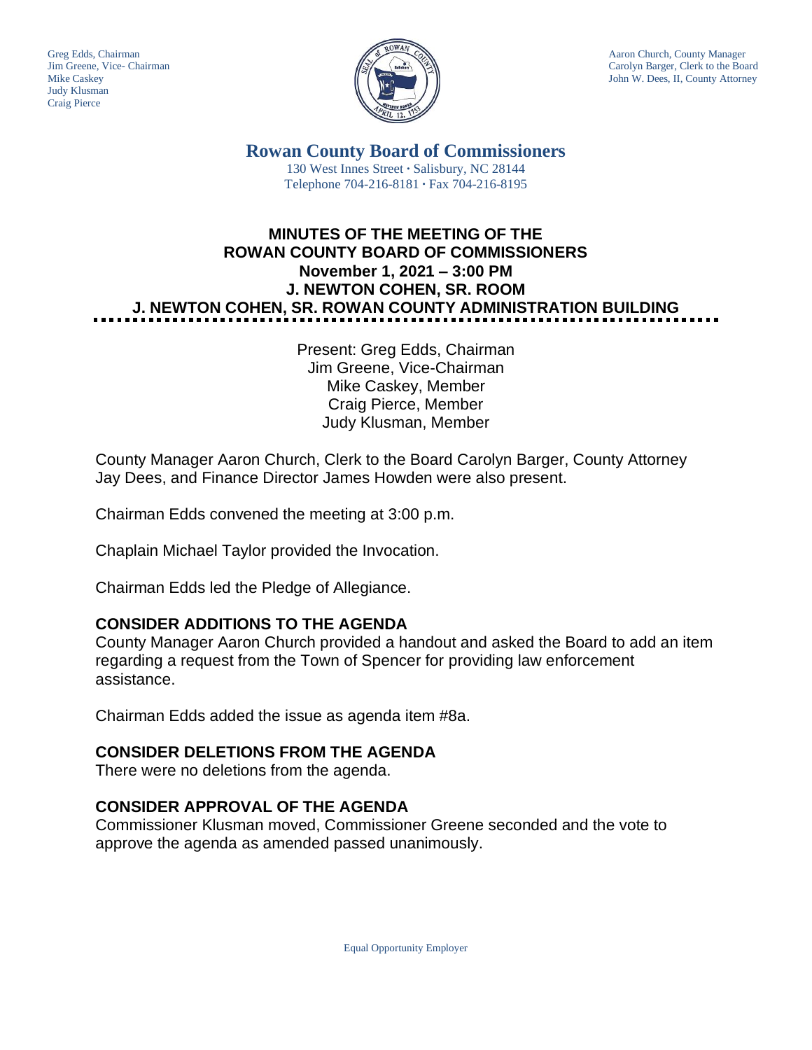Greg Edds, Chairman
Jim Greene, Vice- Chairman
Mike Caskey
Judy Klusman
Craig Pierce

Aaron Church, County Manager
Carolyn Barger, Clerk to the Board
John W. Dees, II, County Attorney

# Rowan County Board of Commissioners

130 West Innes Street · Salisbury, NC 28144
Telephone 704-216-8181 · Fax 704-216-8195

## MINUTES OF THE MEETING OF THE ROWAN COUNTY BOARD OF COMMISSIONERS
## November 1, 2021 – 3:00 PM
## J. NEWTON COHEN, SR. ROOM
## J. NEWTON COHEN, SR. ROWAN COUNTY ADMINISTRATION BUILDING

Present: Greg Edds, Chairman
Jim Greene, Vice-Chairman
Mike Caskey, Member
Craig Pierce, Member
Judy Klusman, Member

County Manager Aaron Church, Clerk to the Board Carolyn Barger, County Attorney Jay Dees, and Finance Director James Howden were also present.

Chairman Edds convened the meeting at 3:00 p.m.

Chaplain Michael Taylor provided the Invocation.

Chairman Edds led the Pledge of Allegiance.

### CONSIDER ADDITIONS TO THE AGENDA

County Manager Aaron Church provided a handout and asked the Board to add an item regarding a request from the Town of Spencer for providing law enforcement assistance.

Chairman Edds added the issue as agenda item #8a.

### CONSIDER DELETIONS FROM THE AGENDA

There were no deletions from the agenda.

### CONSIDER APPROVAL OF THE AGENDA

Commissioner Klusman moved, Commissioner Greene seconded and the vote to approve the agenda as amended passed unanimously.

Equal Opportunity Employer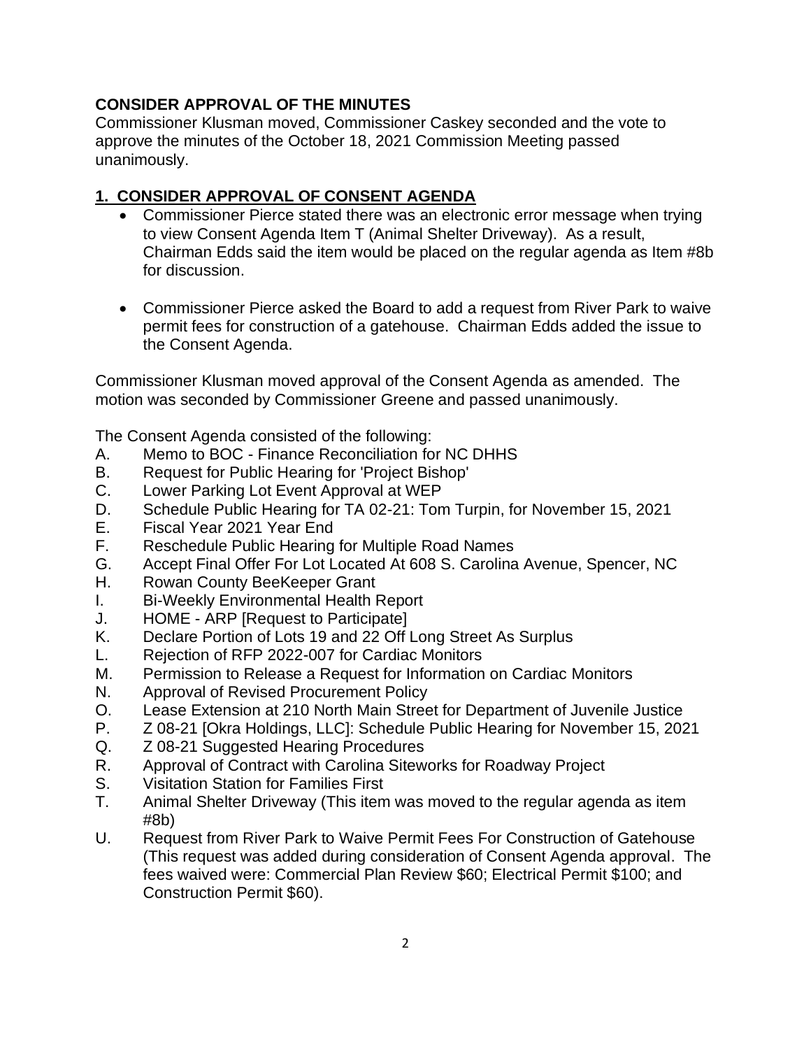**CONSIDER APPROVAL OF THE MINUTES**

Commissioner Klusman moved, Commissioner Caskey seconded and the vote to approve the minutes of the October 18, 2021 Commission Meeting passed unanimously.

**1. CONSIDER APPROVAL OF CONSENT AGENDA**

- Commissioner Pierce stated there was an electronic error message when trying to view Consent Agenda Item T (Animal Shelter Driveway). As a result, Chairman Edds said the item would be placed on the regular agenda as Item #8b for discussion.
- Commissioner Pierce asked the Board to add a request from River Park to waive permit fees for construction of a gatehouse. Chairman Edds added the issue to the Consent Agenda.

Commissioner Klusman moved approval of the Consent Agenda as amended. The motion was seconded by Commissioner Greene and passed unanimously.

The Consent Agenda consisted of the following:

A. Memo to BOC - Finance Reconciliation for NC DHHS
B. Request for Public Hearing for 'Project Bishop'
C. Lower Parking Lot Event Approval at WEP
D. Schedule Public Hearing for TA 02-21: Tom Turpin, for November 15, 2021
E. Fiscal Year 2021 Year End
F. Reschedule Public Hearing for Multiple Road Names
G. Accept Final Offer For Lot Located At 608 S. Carolina Avenue, Spencer, NC
H. Rowan County BeeKeeper Grant
I. Bi-Weekly Environmental Health Report
J. HOME - ARP [Request to Participate]
K. Declare Portion of Lots 19 and 22 Off Long Street As Surplus
L. Rejection of RFP 2022-007 for Cardiac Monitors
M. Permission to Release a Request for Information on Cardiac Monitors
N. Approval of Revised Procurement Policy
O. Lease Extension at 210 North Main Street for Department of Juvenile Justice
P. Z 08-21 [Okra Holdings, LLC]: Schedule Public Hearing for November 15, 2021
Q. Z 08-21 Suggested Hearing Procedures
R. Approval of Contract with Carolina Siteworks for Roadway Project
S. Visitation Station for Families First
T. Animal Shelter Driveway (This item was moved to the regular agenda as item #8b)
U. Request from River Park to Waive Permit Fees For Construction of Gatehouse (This request was added during consideration of Consent Agenda approval. The fees waived were: Commercial Plan Review $60; Electrical Permit $100; and Construction Permit $60).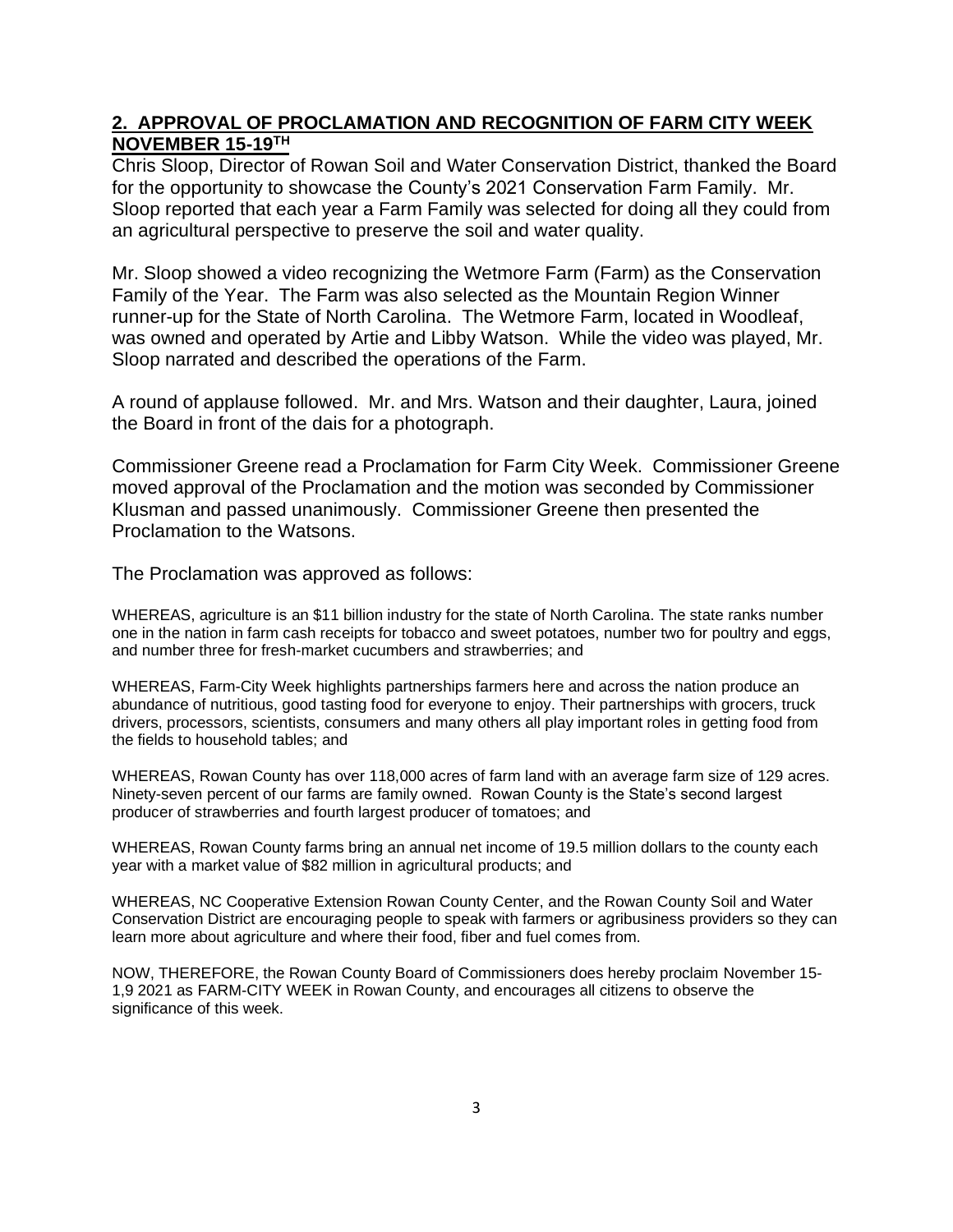## 2. APPROVAL OF PROCLAMATION AND RECOGNITION OF FARM CITY WEEK NOVEMBER 15-19TH

Chris Sloop, Director of Rowan Soil and Water Conservation District, thanked the Board for the opportunity to showcase the County's 2021 Conservation Farm Family. Mr. Sloop reported that each year a Farm Family was selected for doing all they could from an agricultural perspective to preserve the soil and water quality.

Mr. Sloop showed a video recognizing the Wetmore Farm (Farm) as the Conservation Family of the Year. The Farm was also selected as the Mountain Region Winner runner-up for the State of North Carolina. The Wetmore Farm, located in Woodleaf, was owned and operated by Artie and Libby Watson. While the video was played, Mr. Sloop narrated and described the operations of the Farm.

A round of applause followed. Mr. and Mrs. Watson and their daughter, Laura, joined the Board in front of the dais for a photograph.

Commissioner Greene read a Proclamation for Farm City Week. Commissioner Greene moved approval of the Proclamation and the motion was seconded by Commissioner Klusman and passed unanimously. Commissioner Greene then presented the Proclamation to the Watsons.

The Proclamation was approved as follows:

WHEREAS, agriculture is an $11 billion industry for the state of North Carolina. The state ranks number one in the nation in farm cash receipts for tobacco and sweet potatoes, number two for poultry and eggs, and number three for fresh-market cucumbers and strawberries; and

WHEREAS, Farm-City Week highlights partnerships farmers here and across the nation produce an abundance of nutritious, good tasting food for everyone to enjoy. Their partnerships with grocers, truck drivers, processors, scientists, consumers and many others all play important roles in getting food from the fields to household tables; and

WHEREAS, Rowan County has over 118,000 acres of farm land with an average farm size of 129 acres. Ninety-seven percent of our farms are family owned. Rowan County is the State's second largest producer of strawberries and fourth largest producer of tomatoes; and

WHEREAS, Rowan County farms bring an annual net income of 19.5 million dollars to the county each year with a market value of $82 million in agricultural products; and

WHEREAS, NC Cooperative Extension Rowan County Center, and the Rowan County Soil and Water Conservation District are encouraging people to speak with farmers or agribusiness providers so they can learn more about agriculture and where their food, fiber and fuel comes from.

NOW, THEREFORE, the Rowan County Board of Commissioners does hereby proclaim November 15-1,9 2021 as FARM-CITY WEEK in Rowan County, and encourages all citizens to observe the significance of this week.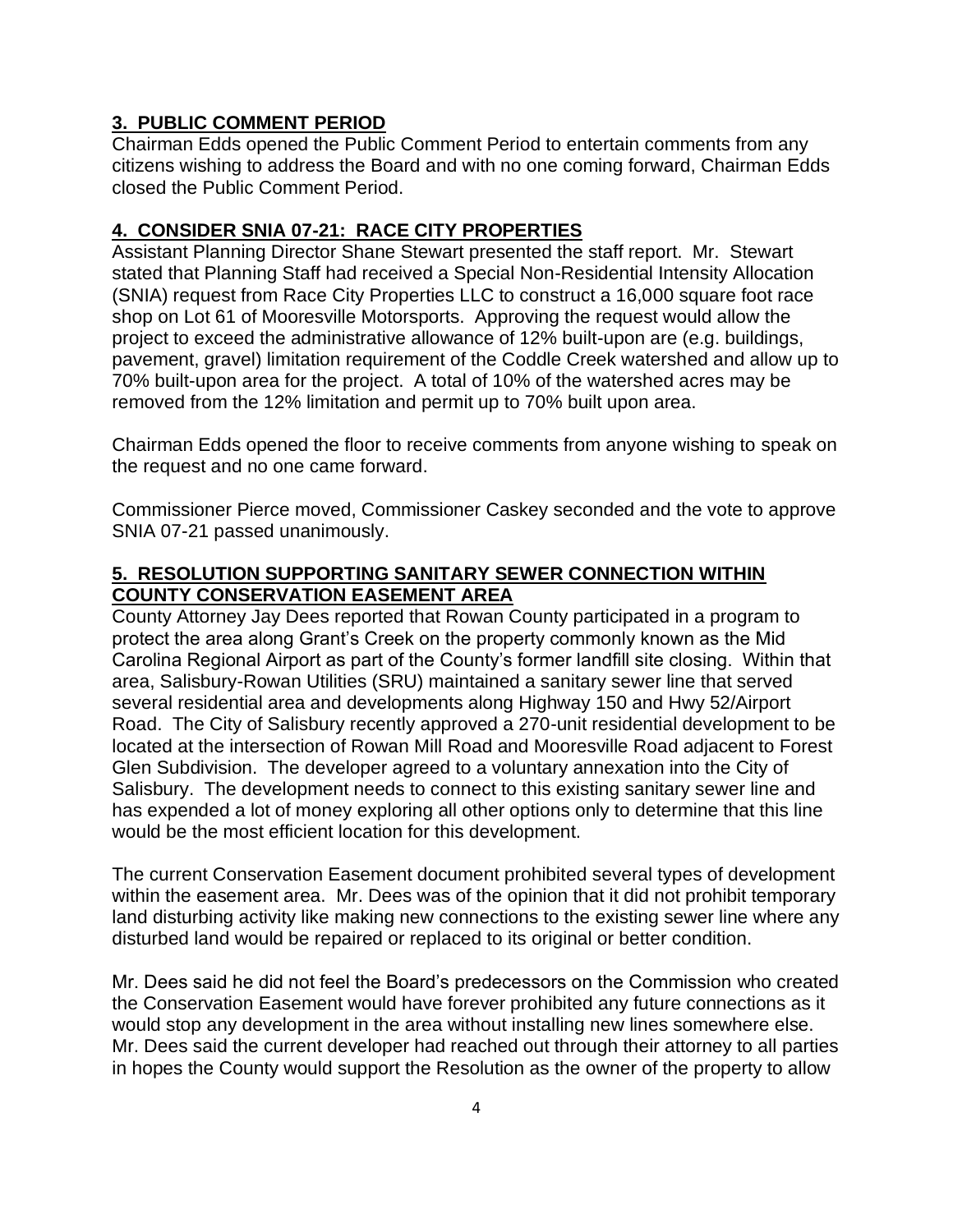## 3. PUBLIC COMMENT PERIOD

Chairman Edds opened the Public Comment Period to entertain comments from any citizens wishing to address the Board and with no one coming forward, Chairman Edds closed the Public Comment Period.

## 4. CONSIDER SNIA 07-21: RACE CITY PROPERTIES

Assistant Planning Director Shane Stewart presented the staff report. Mr. Stewart stated that Planning Staff had received a Special Non-Residential Intensity Allocation (SNIA) request from Race City Properties LLC to construct a 16,000 square foot race shop on Lot 61 of Mooresville Motorsports. Approving the request would allow the project to exceed the administrative allowance of 12% built-upon are (e.g. buildings, pavement, gravel) limitation requirement of the Coddle Creek watershed and allow up to 70% built-upon area for the project. A total of 10% of the watershed acres may be removed from the 12% limitation and permit up to 70% built upon area.

Chairman Edds opened the floor to receive comments from anyone wishing to speak on the request and no one came forward.

Commissioner Pierce moved, Commissioner Caskey seconded and the vote to approve SNIA 07-21 passed unanimously.

## 5. RESOLUTION SUPPORTING SANITARY SEWER CONNECTION WITHIN COUNTY CONSERVATION EASEMENT AREA

County Attorney Jay Dees reported that Rowan County participated in a program to protect the area along Grant's Creek on the property commonly known as the Mid Carolina Regional Airport as part of the County's former landfill site closing. Within that area, Salisbury-Rowan Utilities (SRU) maintained a sanitary sewer line that served several residential area and developments along Highway 150 and Hwy 52/Airport Road. The City of Salisbury recently approved a 270-unit residential development to be located at the intersection of Rowan Mill Road and Mooresville Road adjacent to Forest Glen Subdivision. The developer agreed to a voluntary annexation into the City of Salisbury. The development needs to connect to this existing sanitary sewer line and has expended a lot of money exploring all other options only to determine that this line would be the most efficient location for this development.

The current Conservation Easement document prohibited several types of development within the easement area. Mr. Dees was of the opinion that it did not prohibit temporary land disturbing activity like making new connections to the existing sewer line where any disturbed land would be repaired or replaced to its original or better condition.

Mr. Dees said he did not feel the Board's predecessors on the Commission who created the Conservation Easement would have forever prohibited any future connections as it would stop any development in the area without installing new lines somewhere else. Mr. Dees said the current developer had reached out through their attorney to all parties in hopes the County would support the Resolution as the owner of the property to allow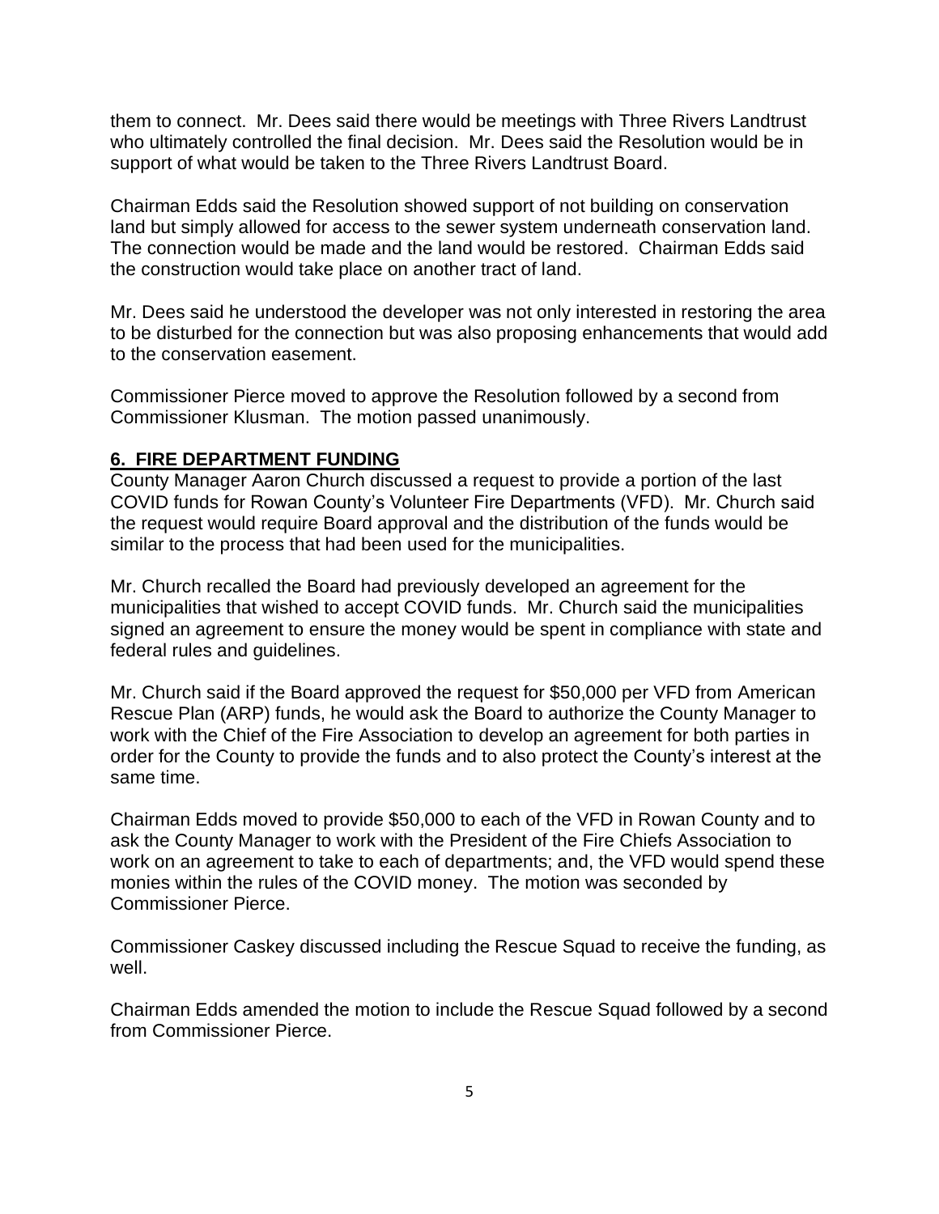them to connect. Mr. Dees said there would be meetings with Three Rivers Landtrust who ultimately controlled the final decision. Mr. Dees said the Resolution would be in support of what would be taken to the Three Rivers Landtrust Board.

Chairman Edds said the Resolution showed support of not building on conservation land but simply allowed for access to the sewer system underneath conservation land. The connection would be made and the land would be restored. Chairman Edds said the construction would take place on another tract of land.

Mr. Dees said he understood the developer was not only interested in restoring the area to be disturbed for the connection but was also proposing enhancements that would add to the conservation easement.

Commissioner Pierce moved to approve the Resolution followed by a second from Commissioner Klusman. The motion passed unanimously.

## 6. FIRE DEPARTMENT FUNDING

County Manager Aaron Church discussed a request to provide a portion of the last COVID funds for Rowan County's Volunteer Fire Departments (VFD). Mr. Church said the request would require Board approval and the distribution of the funds would be similar to the process that had been used for the municipalities.

Mr. Church recalled the Board had previously developed an agreement for the municipalities that wished to accept COVID funds. Mr. Church said the municipalities signed an agreement to ensure the money would be spent in compliance with state and federal rules and guidelines.

Mr. Church said if the Board approved the request for $50,000 per VFD from American Rescue Plan (ARP) funds, he would ask the Board to authorize the County Manager to work with the Chief of the Fire Association to develop an agreement for both parties in order for the County to provide the funds and to also protect the County's interest at the same time.

Chairman Edds moved to provide $50,000 to each of the VFD in Rowan County and to ask the County Manager to work with the President of the Fire Chiefs Association to work on an agreement to take to each of departments; and, the VFD would spend these monies within the rules of the COVID money. The motion was seconded by Commissioner Pierce.

Commissioner Caskey discussed including the Rescue Squad to receive the funding, as well.

Chairman Edds amended the motion to include the Rescue Squad followed by a second from Commissioner Pierce.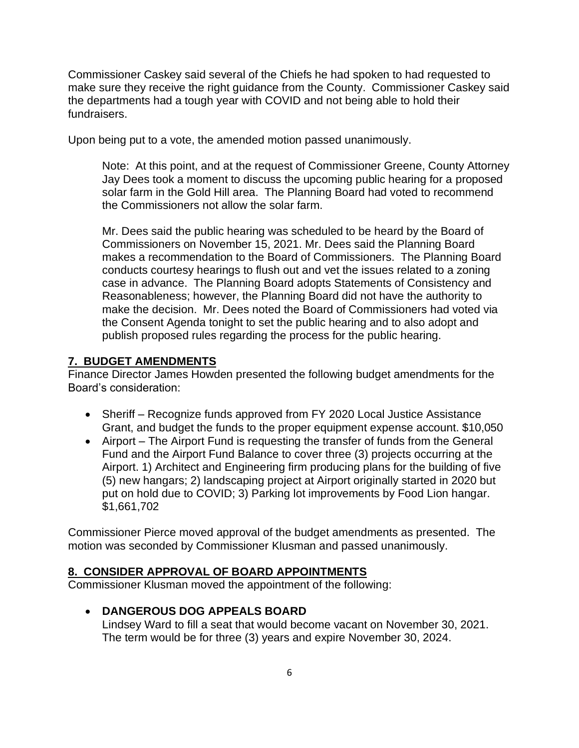Commissioner Caskey said several of the Chiefs he had spoken to had requested to make sure they receive the right guidance from the County. Commissioner Caskey said the departments had a tough year with COVID and not being able to hold their fundraisers.

Upon being put to a vote, the amended motion passed unanimously.

> Note: At this point, and at the request of Commissioner Greene, County Attorney Jay Dees took a moment to discuss the upcoming public hearing for a proposed solar farm in the Gold Hill area. The Planning Board had voted to recommend the Commissioners not allow the solar farm.
>
> Mr. Dees said the public hearing was scheduled to be heard by the Board of Commissioners on November 15, 2021. Mr. Dees said the Planning Board makes a recommendation to the Board of Commissioners. The Planning Board conducts courtesy hearings to flush out and vet the issues related to a zoning case in advance. The Planning Board adopts Statements of Consistency and Reasonableness; however, the Planning Board did not have the authority to make the decision. Mr. Dees noted the Board of Commissioners had voted via the Consent Agenda tonight to set the public hearing and to also adopt and publish proposed rules regarding the process for the public hearing.

## 7. BUDGET AMENDMENTS

Finance Director James Howden presented the following budget amendments for the Board's consideration:

- Sheriff – Recognize funds approved from FY 2020 Local Justice Assistance Grant, and budget the funds to the proper equipment expense account. $10,050
- Airport – The Airport Fund is requesting the transfer of funds from the General Fund and the Airport Fund Balance to cover three (3) projects occurring at the Airport. 1) Architect and Engineering firm producing plans for the building of five (5) new hangars; 2) landscaping project at Airport originally started in 2020 but put on hold due to COVID; 3) Parking lot improvements by Food Lion hangar. $1,661,702

Commissioner Pierce moved approval of the budget amendments as presented. The motion was seconded by Commissioner Klusman and passed unanimously.

## 8. CONSIDER APPROVAL OF BOARD APPOINTMENTS

Commissioner Klusman moved the appointment of the following:

- **DANGEROUS DOG APPEALS BOARD**
  Lindsey Ward to fill a seat that would become vacant on November 30, 2021. The term would be for three (3) years and expire November 30, 2024.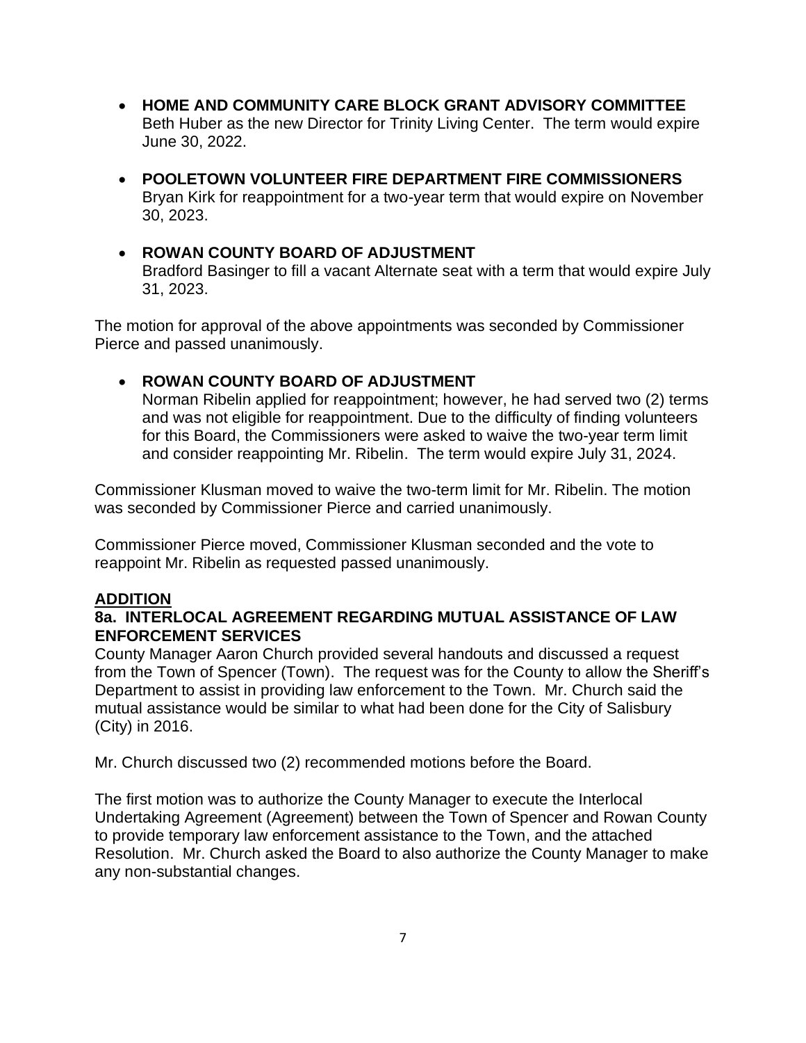- **HOME AND COMMUNITY CARE BLOCK GRANT ADVISORY COMMITTEE**
  Beth Huber as the new Director for Trinity Living Center. The term would expire June 30, 2022.

- **POOLETOWN VOLUNTEER FIRE DEPARTMENT FIRE COMMISSIONERS**
  Bryan Kirk for reappointment for a two-year term that would expire on November 30, 2023.

- **ROWAN COUNTY BOARD OF ADJUSTMENT**
  Bradford Basinger to fill a vacant Alternate seat with a term that would expire July 31, 2023.

The motion for approval of the above appointments was seconded by Commissioner Pierce and passed unanimously.

- **ROWAN COUNTY BOARD OF ADJUSTMENT**
  Norman Ribelin applied for reappointment; however, he had served two (2) terms and was not eligible for reappointment. Due to the difficulty of finding volunteers for this Board, the Commissioners were asked to waive the two-year term limit and consider reappointing Mr. Ribelin. The term would expire July 31, 2024.

Commissioner Klusman moved to waive the two-term limit for Mr. Ribelin. The motion was seconded by Commissioner Pierce and carried unanimously.

Commissioner Pierce moved, Commissioner Klusman seconded and the vote to reappoint Mr. Ribelin as requested passed unanimously.

**ADDITION**

**8a. INTERLOCAL AGREEMENT REGARDING MUTUAL ASSISTANCE OF LAW ENFORCEMENT SERVICES**

County Manager Aaron Church provided several handouts and discussed a request from the Town of Spencer (Town). The request was for the County to allow the Sheriff's Department to assist in providing law enforcement to the Town. Mr. Church said the mutual assistance would be similar to what had been done for the City of Salisbury (City) in 2016.

Mr. Church discussed two (2) recommended motions before the Board.

The first motion was to authorize the County Manager to execute the Interlocal Undertaking Agreement (Agreement) between the Town of Spencer and Rowan County to provide temporary law enforcement assistance to the Town, and the attached Resolution. Mr. Church asked the Board to also authorize the County Manager to make any non-substantial changes.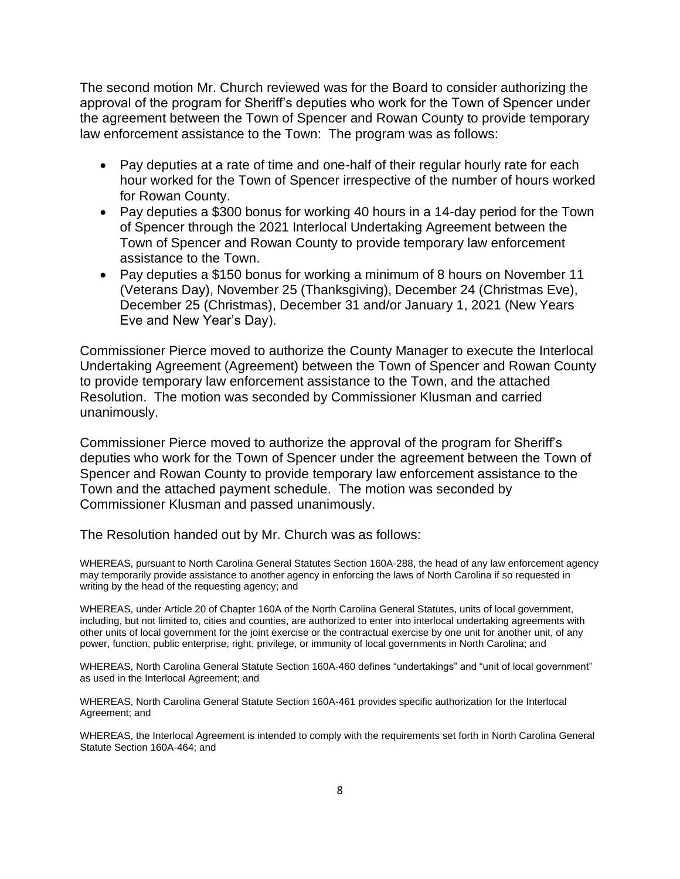The second motion Mr. Church reviewed was for the Board to consider authorizing the approval of the program for Sheriff's deputies who work for the Town of Spencer under the agreement between the Town of Spencer and Rowan County to provide temporary law enforcement assistance to the Town: The program was as follows:

- Pay deputies at a rate of time and one-half of their regular hourly rate for each hour worked for the Town of Spencer irrespective of the number of hours worked for Rowan County.
- Pay deputies a $300 bonus for working 40 hours in a 14-day period for the Town of Spencer through the 2021 Interlocal Undertaking Agreement between the Town of Spencer and Rowan County to provide temporary law enforcement assistance to the Town.
- Pay deputies a $150 bonus for working a minimum of 8 hours on November 11 (Veterans Day), November 25 (Thanksgiving), December 24 (Christmas Eve), December 25 (Christmas), December 31 and/or January 1, 2021 (New Years Eve and New Year's Day).

Commissioner Pierce moved to authorize the County Manager to execute the Interlocal Undertaking Agreement (Agreement) between the Town of Spencer and Rowan County to provide temporary law enforcement assistance to the Town, and the attached Resolution. The motion was seconded by Commissioner Klusman and carried unanimously.

Commissioner Pierce moved to authorize the approval of the program for Sheriff's deputies who work for the Town of Spencer under the agreement between the Town of Spencer and Rowan County to provide temporary law enforcement assistance to the Town and the attached payment schedule. The motion was seconded by Commissioner Klusman and passed unanimously.

The Resolution handed out by Mr. Church was as follows:

WHEREAS, pursuant to North Carolina General Statutes Section 160A-288, the head of any law enforcement agency may temporarily provide assistance to another agency in enforcing the laws of North Carolina if so requested in writing by the head of the requesting agency; and

WHEREAS, under Article 20 of Chapter 160A of the North Carolina General Statutes, units of local government, including, but not limited to, cities and counties, are authorized to enter into interlocal undertaking agreements with other units of local government for the joint exercise or the contractual exercise by one unit for another unit, of any power, function, public enterprise, right, privilege, or immunity of local governments in North Carolina; and

WHEREAS, North Carolina General Statute Section 160A-460 defines "undertakings" and "unit of local government" as used in the Interlocal Agreement; and

WHEREAS, North Carolina General Statute Section 160A-461 provides specific authorization for the Interlocal Agreement; and

WHEREAS, the Interlocal Agreement is intended to comply with the requirements set forth in North Carolina General Statute Section 160A-464; and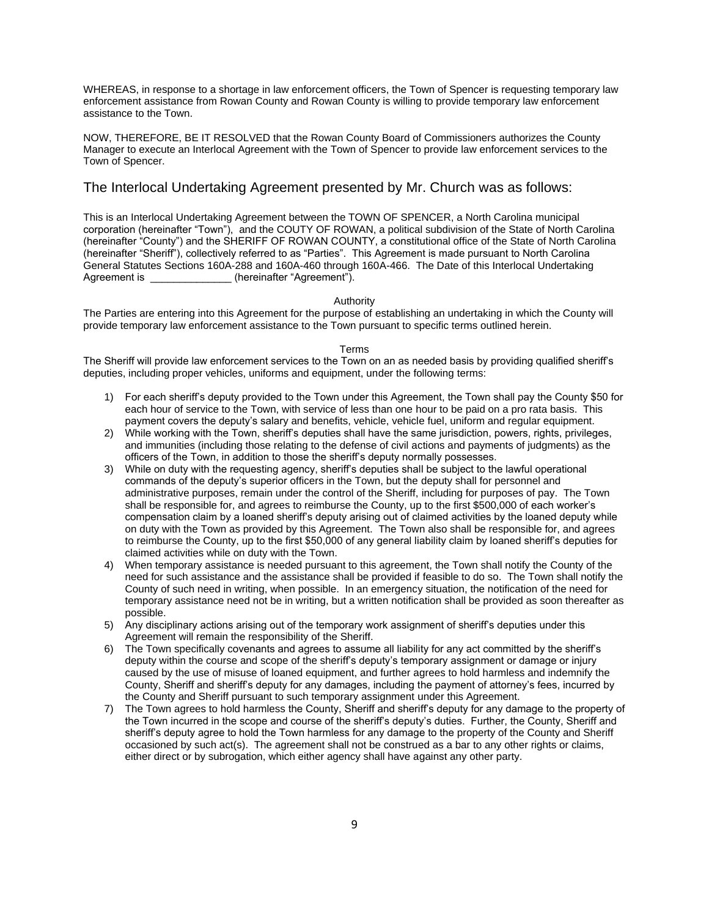WHEREAS, in response to a shortage in law enforcement officers, the Town of Spencer is requesting temporary law enforcement assistance from Rowan County and Rowan County is willing to provide temporary law enforcement assistance to the Town.

NOW, THEREFORE, BE IT RESOLVED that the Rowan County Board of Commissioners authorizes the County Manager to execute an Interlocal Agreement with the Town of Spencer to provide law enforcement services to the Town of Spencer.

## The Interlocal Undertaking Agreement presented by Mr. Church was as follows:

This is an Interlocal Undertaking Agreement between the TOWN OF SPENCER, a North Carolina municipal corporation (hereinafter "Town"), and the COUTY OF ROWAN, a political subdivision of the State of North Carolina (hereinafter "County") and the SHERIFF OF ROWAN COUNTY, a constitutional office of the State of North Carolina (hereinafter "Sheriff"), collectively referred to as "Parties". This Agreement is made pursuant to North Carolina General Statutes Sections 160A-288 and 160A-460 through 160A-466. The Date of this Interlocal Undertaking Agreement is ______________ (hereinafter "Agreement").

Authority

The Parties are entering into this Agreement for the purpose of establishing an undertaking in which the County will provide temporary law enforcement assistance to the Town pursuant to specific terms outlined herein.

Terms

The Sheriff will provide law enforcement services to the Town on an as needed basis by providing qualified sheriff's deputies, including proper vehicles, uniforms and equipment, under the following terms:

1) For each sheriff's deputy provided to the Town under this Agreement, the Town shall pay the County $50 for each hour of service to the Town, with service of less than one hour to be paid on a pro rata basis. This payment covers the deputy's salary and benefits, vehicle, vehicle fuel, uniform and regular equipment.
2) While working with the Town, sheriff's deputies shall have the same jurisdiction, powers, rights, privileges, and immunities (including those relating to the defense of civil actions and payments of judgments) as the officers of the Town, in addition to those the sheriff's deputy normally possesses.
3) While on duty with the requesting agency, sheriff's deputies shall be subject to the lawful operational commands of the deputy's superior officers in the Town, but the deputy shall for personnel and administrative purposes, remain under the control of the Sheriff, including for purposes of pay. The Town shall be responsible for, and agrees to reimburse the County, up to the first $500,000 of each worker's compensation claim by a loaned sheriff's deputy arising out of claimed activities by the loaned deputy while on duty with the Town as provided by this Agreement. The Town also shall be responsible for, and agrees to reimburse the County, up to the first $50,000 of any general liability claim by loaned sheriff's deputies for claimed activities while on duty with the Town.
4) When temporary assistance is needed pursuant to this agreement, the Town shall notify the County of the need for such assistance and the assistance shall be provided if feasible to do so. The Town shall notify the County of such need in writing, when possible. In an emergency situation, the notification of the need for temporary assistance need not be in writing, but a written notification shall be provided as soon thereafter as possible.
5) Any disciplinary actions arising out of the temporary work assignment of sheriff's deputies under this Agreement will remain the responsibility of the Sheriff.
6) The Town specifically covenants and agrees to assume all liability for any act committed by the sheriff's deputy within the course and scope of the sheriff's deputy's temporary assignment or damage or injury caused by the use of misuse of loaned equipment, and further agrees to hold harmless and indemnify the County, Sheriff and sheriff's deputy for any damages, including the payment of attorney's fees, incurred by the County and Sheriff pursuant to such temporary assignment under this Agreement.
7) The Town agrees to hold harmless the County, Sheriff and sheriff's deputy for any damage to the property of the Town incurred in the scope and course of the sheriff's deputy's duties. Further, the County, Sheriff and sheriff's deputy agree to hold the Town harmless for any damage to the property of the County and Sheriff occasioned by such act(s). The agreement shall not be construed as a bar to any other rights or claims, either direct or by subrogation, which either agency shall have against any other party.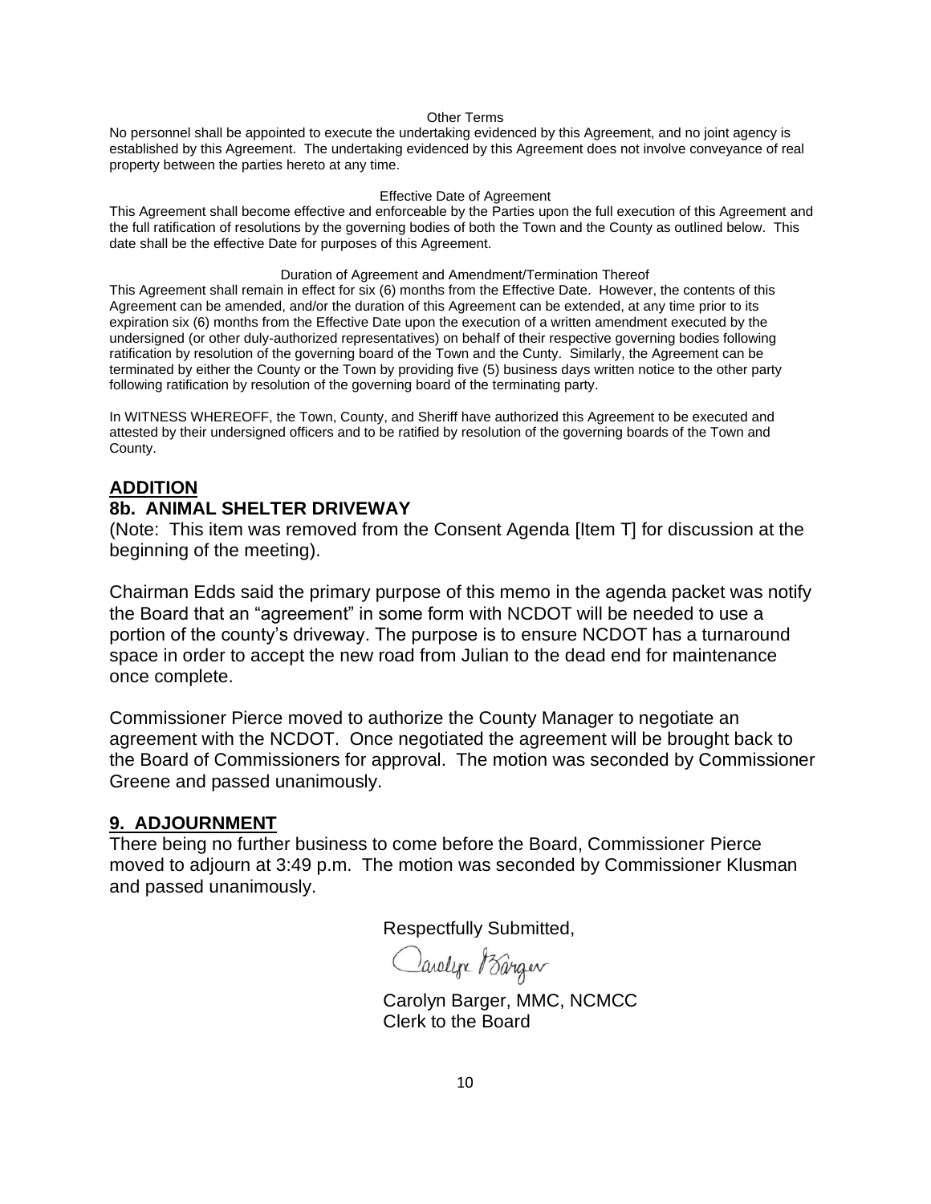Other Terms

No personnel shall be appointed to execute the undertaking evidenced by this Agreement, and no joint agency is established by this Agreement. The undertaking evidenced by this Agreement does not involve conveyance of real property between the parties hereto at any time.

Effective Date of Agreement

This Agreement shall become effective and enforceable by the Parties upon the full execution of this Agreement and the full ratification of resolutions by the governing bodies of both the Town and the County as outlined below. This date shall be the effective Date for purposes of this Agreement.

Duration of Agreement and Amendment/Termination Thereof

This Agreement shall remain in effect for six (6) months from the Effective Date. However, the contents of this Agreement can be amended, and/or the duration of this Agreement can be extended, at any time prior to its expiration six (6) months from the Effective Date upon the execution of a written amendment executed by the undersigned (or other duly-authorized representatives) on behalf of their respective governing bodies following ratification by resolution of the governing board of the Town and the Cunty. Similarly, the Agreement can be terminated by either the County or the Town by providing five (5) business days written notice to the other party following ratification by resolution of the governing board of the terminating party.

In WITNESS WHEREOFF, the Town, County, and Sheriff have authorized this Agreement to be executed and attested by their undersigned officers and to be ratified by resolution of the governing boards of the Town and County.

## ADDITION

### 8b. ANIMAL SHELTER DRIVEWAY

(Note: This item was removed from the Consent Agenda [Item T] for discussion at the beginning of the meeting).

Chairman Edds said the primary purpose of this memo in the agenda packet was notify the Board that an "agreement" in some form with NCDOT will be needed to use a portion of the county's driveway. The purpose is to ensure NCDOT has a turnaround space in order to accept the new road from Julian to the dead end for maintenance once complete.

Commissioner Pierce moved to authorize the County Manager to negotiate an agreement with the NCDOT. Once negotiated the agreement will be brought back to the Board of Commissioners for approval. The motion was seconded by Commissioner Greene and passed unanimously.

## 9. ADJOURNMENT

There being no further business to come before the Board, Commissioner Pierce moved to adjourn at 3:49 p.m. The motion was seconded by Commissioner Klusman and passed unanimously.

Respectfully Submitted,

Carolyn Barger

Carolyn Barger, MMC, NCMCC
Clerk to the Board